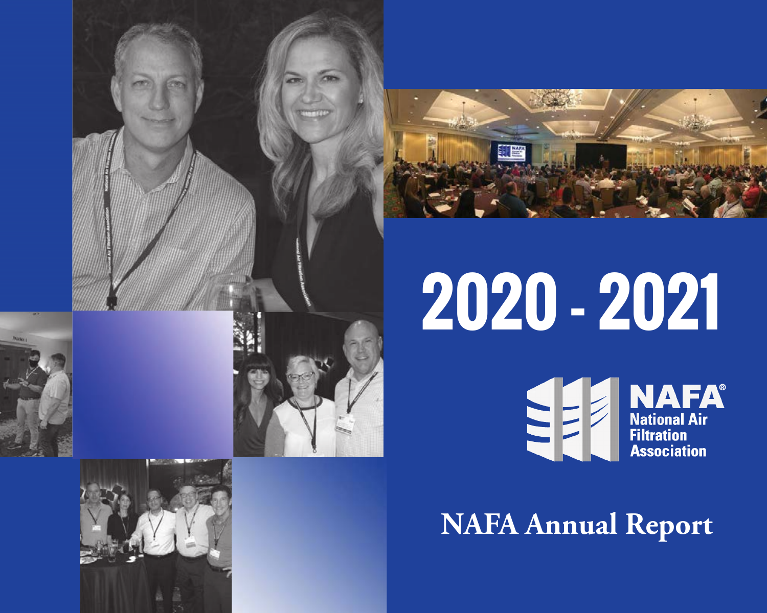# 2020 - 2021

NAFA®
National Air Filtration Association

## NAFA Annual Report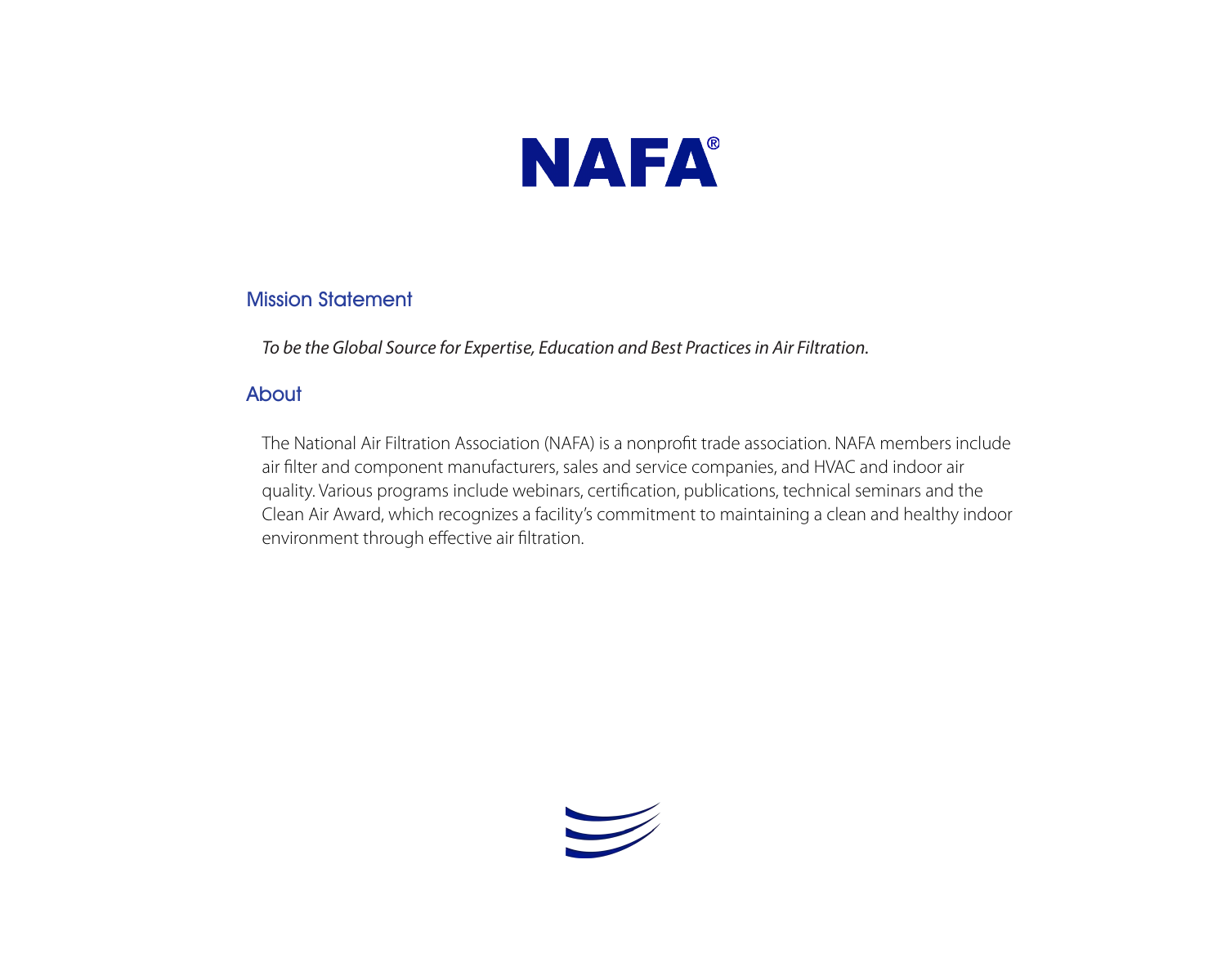# NAFA®

## Mission Statement

*To be the Global Source for Expertise, Education and Best Practices in Air Filtration.*

## About

The National Air Filtration Association (NAFA) is a nonprofit trade association. NAFA members include air filter and component manufacturers, sales and service companies, and HVAC and indoor air quality. Various programs include webinars, certification, publications, technical seminars and the Clean Air Award, which recognizes a facility's commitment to maintaining a clean and healthy indoor environment through effective air filtration.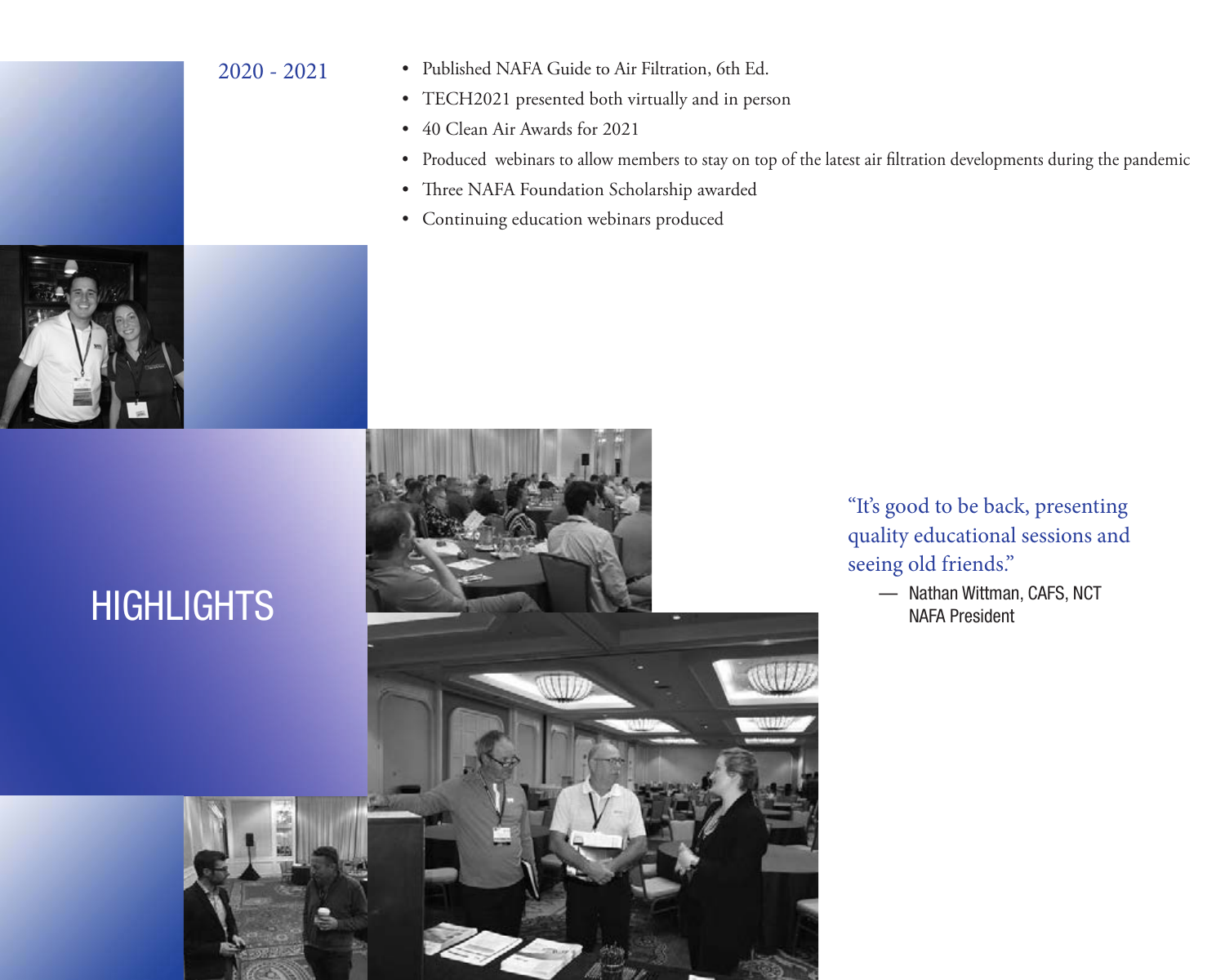## 2020 - 2021

- Published NAFA Guide to Air Filtration, 6th Ed.
- TECH2021 presented both virtually and in person
- 40 Clean Air Awards for 2021
- Produced  webinars to allow members to stay on top of the latest air filtration developments during the pandemic
- Three NAFA Foundation Scholarship awarded
- Continuing education webinars produced

# HIGHLIGHTS

"It's good to be back, presenting quality educational sessions and seeing old friends."

— Nathan Wittman, CAFS, NCT
NAFA President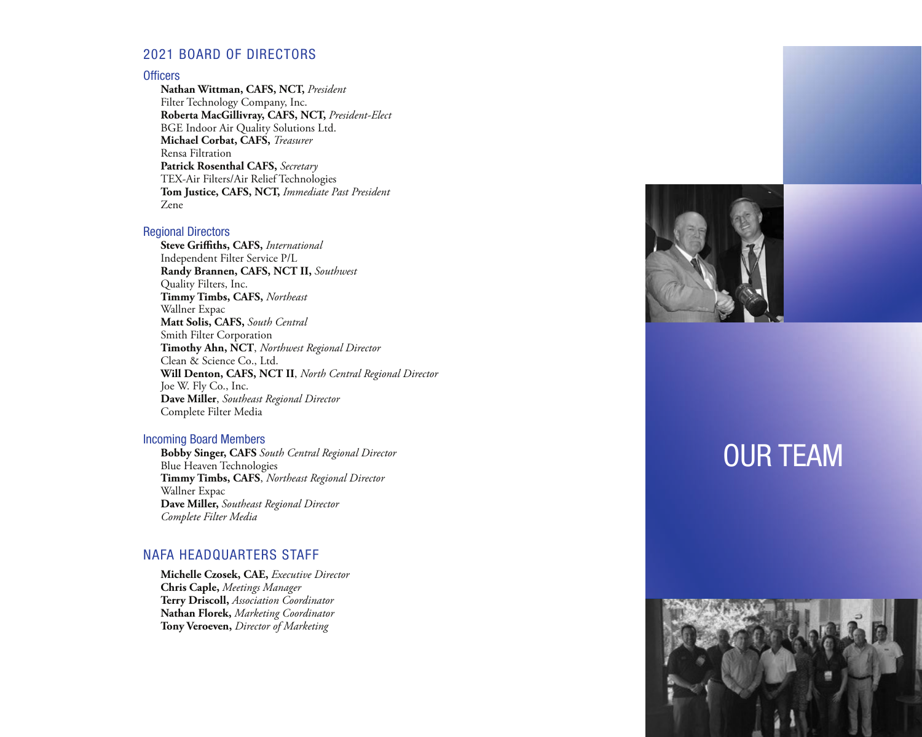# OUR TEAM

## 2021 BOARD OF DIRECTORS

### Officers

**Nathan Wittman, CAFS, NCT,** *President*
Filter Technology Company, Inc.
**Roberta MacGillivray, CAFS, NCT,** *President-Elect*
BGE Indoor Air Quality Solutions Ltd.
**Michael Corbat, CAFS,** *Treasurer*
Rensa Filtration
**Patrick Rosenthal CAFS,** *Secretary*
TEX-Air Filters/Air Relief Technologies
**Tom Justice, CAFS, NCT,** *Immediate Past President*
Zene

### Regional Directors

**Steve Griffiths, CAFS,** *International*
Independent Filter Service P/L
**Randy Brannen, CAFS, NCT II,** *Southwest*
Quality Filters, Inc.
**Timmy Timbs, CAFS,** *Northeast*
Wallner Expac
**Matt Solis, CAFS,** *South Central*
Smith Filter Corporation
**Timothy Ahn, NCT**, *Northwest Regional Director*
Clean & Science Co., Ltd.
**Will Denton, CAFS, NCT II**, *North Central Regional Director*
Joe W. Fly Co., Inc.
**Dave Miller**, *Southeast Regional Director*
Complete Filter Media

### Incoming Board Members

**Bobby Singer, CAFS** *South Central Regional Director*
Blue Heaven Technologies
**Timmy Timbs, CAFS**, *Northeast Regional Director*
Wallner Expac
**Dave Miller,** *Southeast Regional Director*
*Complete Filter Media*

## NAFA HEADQUARTERS STAFF

**Michelle Czosek, CAE,** *Executive Director*
**Chris Caple,** *Meetings Manager*
**Terry Driscoll,** *Association Coordinator*
**Nathan Florek,** *Marketing Coordinator*
**Tony Veroeven,** *Director of Marketing*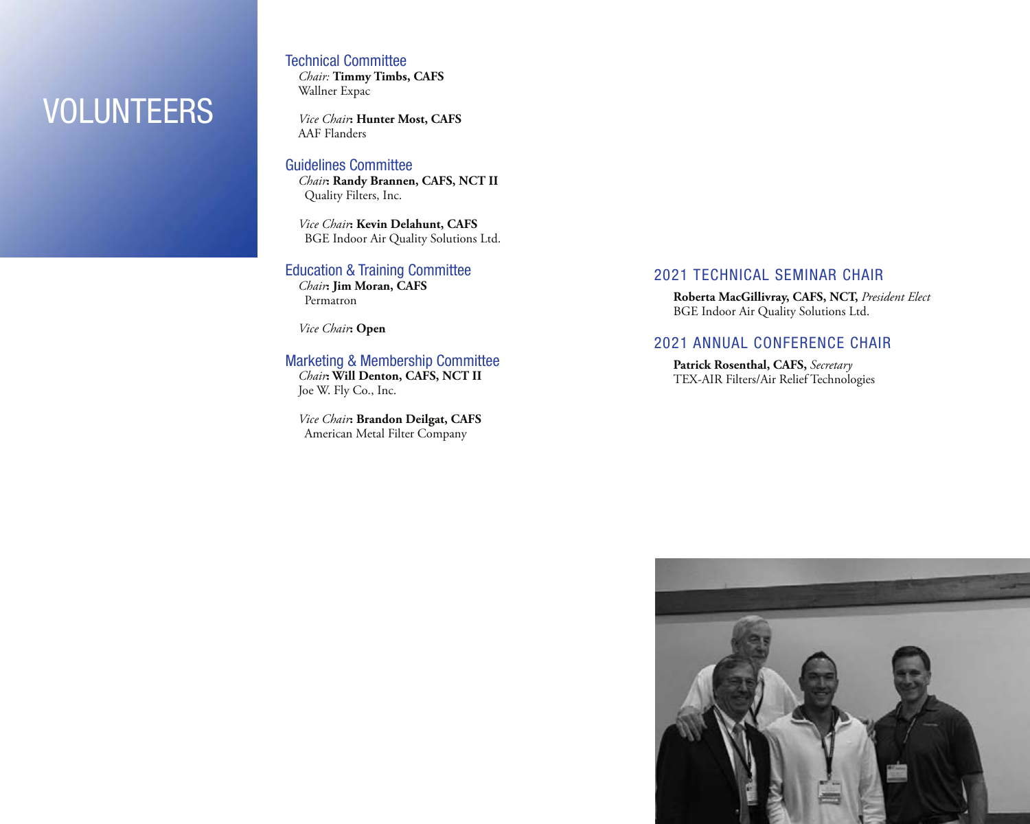# VOLUNTEERS

## Technical Committee

*Chair:* **Timmy Timbs, CAFS**
Wallner Expac

*Vice Chair*: **Hunter Most, CAFS**
AAF Flanders

## Guidelines Committee

*Chair*: **Randy Brannen, CAFS, NCT II**
Quality Filters, Inc.

*Vice Chair*: **Kevin Delahunt, CAFS**
BGE Indoor Air Quality Solutions Ltd.

## Education & Training Committee

*Chair*: **Jim Moran, CAFS**
Permatron

*Vice Chair*: **Open**

## Marketing & Membership Committee

*Chair*: **Will Denton, CAFS, NCT II**
Joe W. Fly Co., Inc.

*Vice Chair*: **Brandon Deilgat, CAFS**
American Metal Filter Company

## 2021 TECHNICAL SEMINAR CHAIR

**Roberta MacGillivray, CAFS, NCT,** *President Elect*
BGE Indoor Air Quality Solutions Ltd.

## 2021 ANNUAL CONFERENCE CHAIR

**Patrick Rosenthal, CAFS,** *Secretary*
TEX-AIR Filters/Air Relief Technologies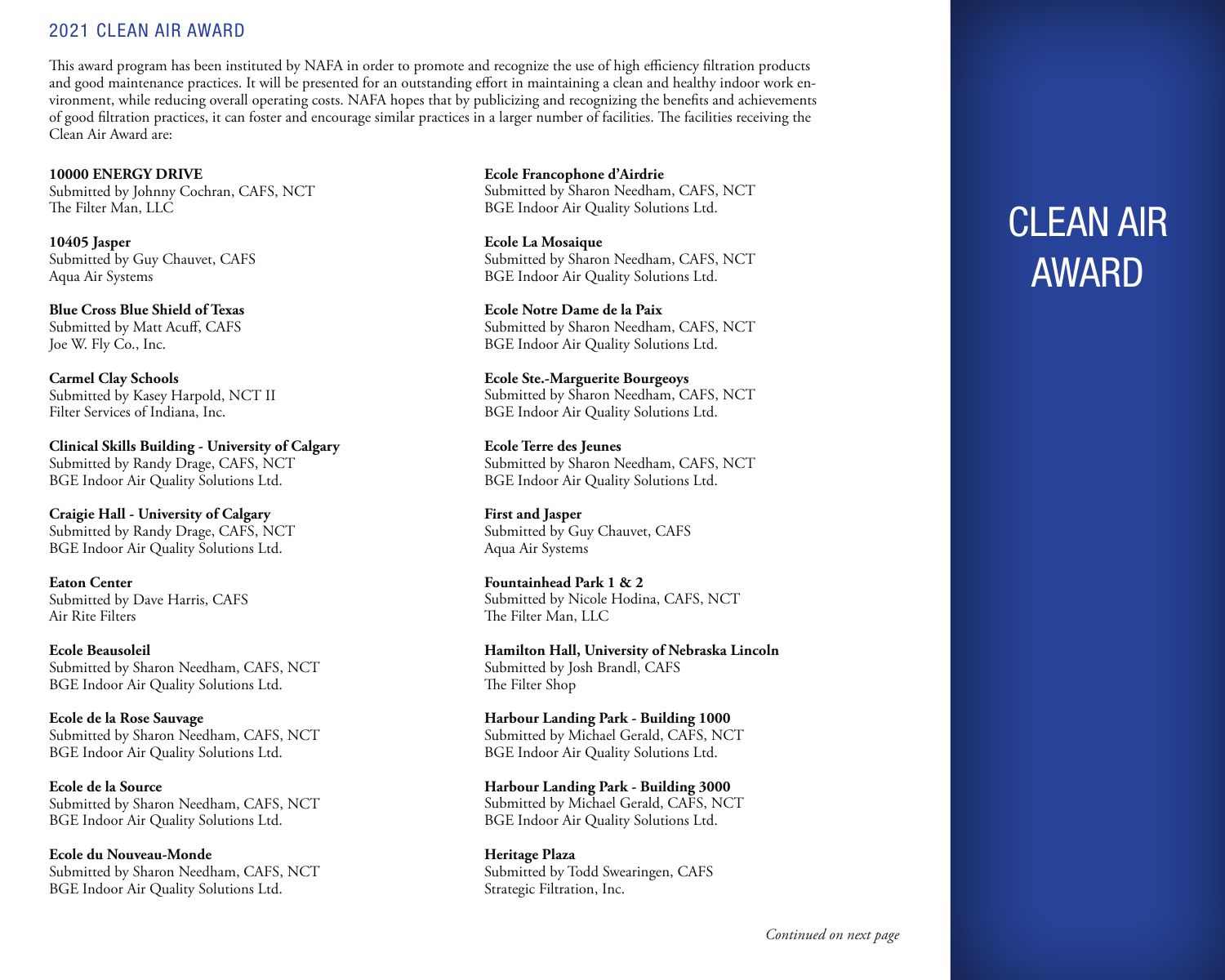## 2021 CLEAN AIR AWARD

This award program has been instituted by NAFA in order to promote and recognize the use of high efficiency filtration products and good maintenance practices. It will be presented for an outstanding effort in maintaining a clean and healthy indoor work environment, while reducing overall operating costs. NAFA hopes that by publicizing and recognizing the benefits and achievements of good filtration practices, it can foster and encourage similar practices in a larger number of facilities. The facilities receiving the Clean Air Award are:

**10000 ENERGY DRIVE**
Submitted by Johnny Cochran, CAFS, NCT
The Filter Man, LLC

**10405 Jasper**
Submitted by Guy Chauvet, CAFS
Aqua Air Systems

**Blue Cross Blue Shield of Texas**
Submitted by Matt Acuff, CAFS
Joe W. Fly Co., Inc.

**Carmel Clay Schools**
Submitted by Kasey Harpold, NCT II
Filter Services of Indiana, Inc.

**Clinical Skills Building - University of Calgary**
Submitted by Randy Drage, CAFS, NCT
BGE Indoor Air Quality Solutions Ltd.

**Craigie Hall - University of Calgary**
Submitted by Randy Drage, CAFS, NCT
BGE Indoor Air Quality Solutions Ltd.

**Eaton Center**
Submitted by Dave Harris, CAFS
Air Rite Filters

**Ecole Beausoleil**
Submitted by Sharon Needham, CAFS, NCT
BGE Indoor Air Quality Solutions Ltd.

**Ecole de la Rose Sauvage**
Submitted by Sharon Needham, CAFS, NCT
BGE Indoor Air Quality Solutions Ltd.

**Ecole de la Source**
Submitted by Sharon Needham, CAFS, NCT
BGE Indoor Air Quality Solutions Ltd.

**Ecole du Nouveau-Monde**
Submitted by Sharon Needham, CAFS, NCT
BGE Indoor Air Quality Solutions Ltd.

**Ecole Francophone d'Airdrie**
Submitted by Sharon Needham, CAFS, NCT
BGE Indoor Air Quality Solutions Ltd.

**Ecole La Mosaique**
Submitted by Sharon Needham, CAFS, NCT
BGE Indoor Air Quality Solutions Ltd.

**Ecole Notre Dame de la Paix**
Submitted by Sharon Needham, CAFS, NCT
BGE Indoor Air Quality Solutions Ltd.

**Ecole Ste.-Marguerite Bourgeoys**
Submitted by Sharon Needham, CAFS, NCT
BGE Indoor Air Quality Solutions Ltd.

**Ecole Terre des Jeunes**
Submitted by Sharon Needham, CAFS, NCT
BGE Indoor Air Quality Solutions Ltd.

**First and Jasper**
Submitted by Guy Chauvet, CAFS
Aqua Air Systems

**Fountainhead Park 1 & 2**
Submitted by Nicole Hodina, CAFS, NCT
The Filter Man, LLC

**Hamilton Hall, University of Nebraska Lincoln**
Submitted by Josh Brandl, CAFS
The Filter Shop

**Harbour Landing Park - Building 1000**
Submitted by Michael Gerald, CAFS, NCT
BGE Indoor Air Quality Solutions Ltd.

**Harbour Landing Park - Building 3000**
Submitted by Michael Gerald, CAFS, NCT
BGE Indoor Air Quality Solutions Ltd.

**Heritage Plaza**
Submitted by Todd Swearingen, CAFS
Strategic Filtration, Inc.

*Continued on next page*

CLEAN AIR AWARD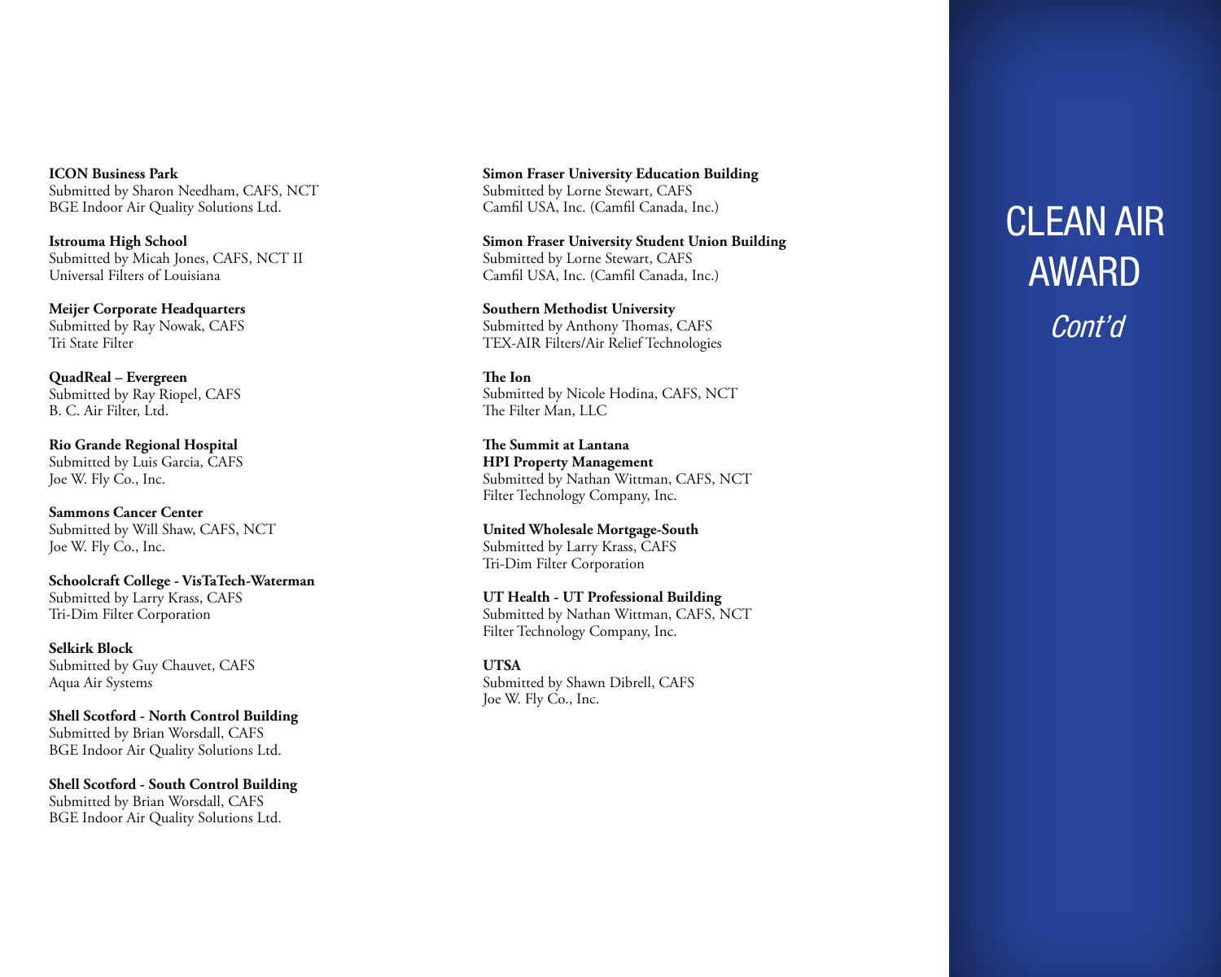# CLEAN AIR AWARD

*Cont'd*

**ICON Business Park**
Submitted by Sharon Needham, CAFS, NCT
BGE Indoor Air Quality Solutions Ltd.

**Istrouma High School**
Submitted by Micah Jones, CAFS, NCT II
Universal Filters of Louisiana

**Meijer Corporate Headquarters**
Submitted by Ray Nowak, CAFS
Tri State Filter

**QuadReal – Evergreen**
Submitted by Ray Riopel, CAFS
B. C. Air Filter, Ltd.

**Rio Grande Regional Hospital**
Submitted by Luis Garcia, CAFS
Joe W. Fly Co., Inc.

**Sammons Cancer Center**
Submitted by Will Shaw, CAFS, NCT
Joe W. Fly Co., Inc.

**Schoolcraft College - VisTaTech-Waterman**
Submitted by Larry Krass, CAFS
Tri-Dim Filter Corporation

**Selkirk Block**
Submitted by Guy Chauvet, CAFS
Aqua Air Systems

**Shell Scotford - North Control Building**
Submitted by Brian Worsdall, CAFS
BGE Indoor Air Quality Solutions Ltd.

**Shell Scotford - South Control Building**
Submitted by Brian Worsdall, CAFS
BGE Indoor Air Quality Solutions Ltd.

**Simon Fraser University Education Building**
Submitted by Lorne Stewart, CAFS
Camfil USA, Inc. (Camfil Canada, Inc.)

**Simon Fraser University Student Union Building**
Submitted by Lorne Stewart, CAFS
Camfil USA, Inc. (Camfil Canada, Inc.)

**Southern Methodist University**
Submitted by Anthony Thomas, CAFS
TEX-AIR Filters/Air Relief Technologies

**The Ion**
Submitted by Nicole Hodina, CAFS, NCT
The Filter Man, LLC

**The Summit at Lantana**
**HPI Property Management**
Submitted by Nathan Wittman, CAFS, NCT
Filter Technology Company, Inc.

**United Wholesale Mortgage-South**
Submitted by Larry Krass, CAFS
Tri-Dim Filter Corporation

**UT Health - UT Professional Building**
Submitted by Nathan Wittman, CAFS, NCT
Filter Technology Company, Inc.

**UTSA**
Submitted by Shawn Dibrell, CAFS
Joe W. Fly Co., Inc.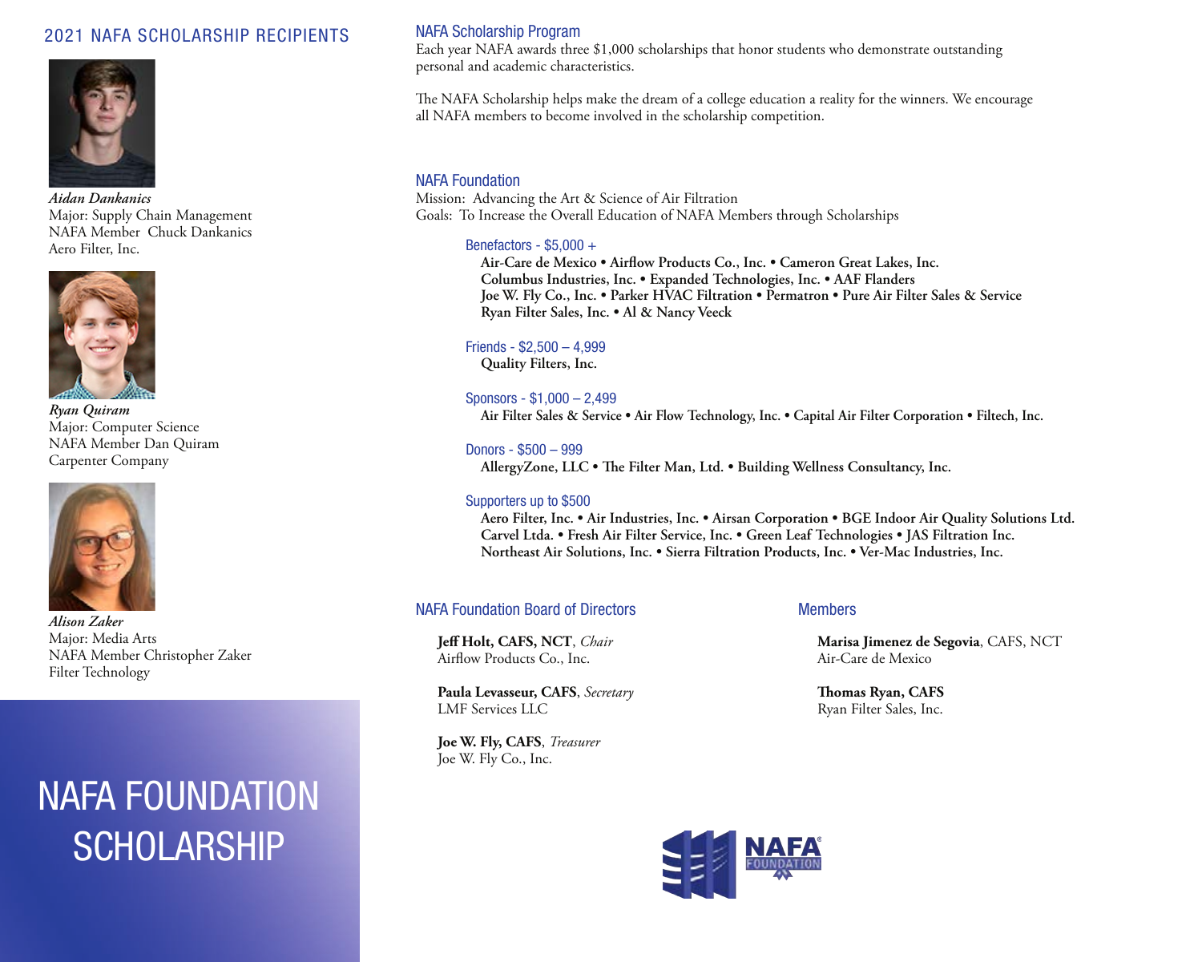## 2021 NAFA SCHOLARSHIP RECIPIENTS

***Aidan Dankanics***
Major: Supply Chain Management
NAFA Member Chuck Dankanics
Aero Filter, Inc.

***Ryan Quiram***
Major: Computer Science
NAFA Member Dan Quiram
Carpenter Company

***Alison Zaker***
Major: Media Arts
NAFA Member Christopher Zaker
Filter Technology

# NAFA FOUNDATION SCHOLARSHIP

### NAFA Scholarship Program

Each year NAFA awards three $1,000 scholarships that honor students who demonstrate outstanding personal and academic characteristics.

The NAFA Scholarship helps make the dream of a college education a reality for the winners. We encourage all NAFA members to become involved in the scholarship competition.

### NAFA Foundation

Mission: Advancing the Art & Science of Air Filtration
Goals: To Increase the Overall Education of NAFA Members through Scholarships

#### Benefactors - $5,000 +

**Air-Care de Mexico • Airflow Products Co., Inc. • Cameron Great Lakes, Inc. Columbus Industries, Inc. • Expanded Technologies, Inc. • AAF Flanders Joe W. Fly Co., Inc. • Parker HVAC Filtration • Permatron • Pure Air Filter Sales & Service Ryan Filter Sales, Inc. • Al & Nancy Veeck**

#### Friends - $2,500 – 4,999

**Quality Filters, Inc.**

#### Sponsors - $1,000 – 2,499

**Air Filter Sales & Service • Air Flow Technology, Inc. • Capital Air Filter Corporation • Filtech, Inc.**

#### Donors - $500 – 999

**AllergyZone, LLC • The Filter Man, Ltd. • Building Wellness Consultancy, Inc.**

#### Supporters up to $500

**Aero Filter, Inc. • Air Industries, Inc. • Airsan Corporation • BGE Indoor Air Quality Solutions Ltd. Carvel Ltda. • Fresh Air Filter Service, Inc. • Green Leaf Technologies • JAS Filtration Inc. Northeast Air Solutions, Inc. • Sierra Filtration Products, Inc. • Ver-Mac Industries, Inc.**

### NAFA Foundation Board of Directors

**Jeff Holt, CAFS, NCT**, *Chair*
Airflow Products Co., Inc.

**Paula Levasseur, CAFS**, *Secretary*
LMF Services LLC

**Joe W. Fly, CAFS**, *Treasurer*
Joe W. Fly Co., Inc.

### Members

**Marisa Jimenez de Segovia**, CAFS, NCT
Air-Care de Mexico

**Thomas Ryan, CAFS**
Ryan Filter Sales, Inc.

NAFA® FOUNDATION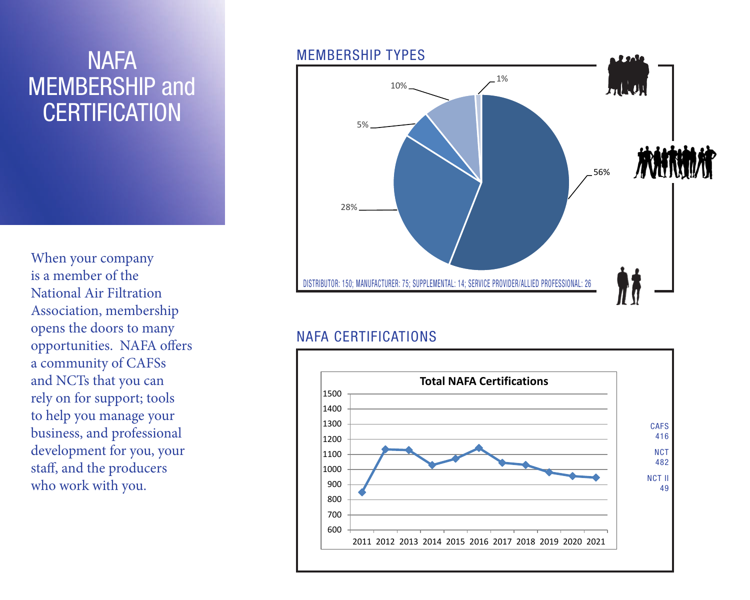# NAFA MEMBERSHIP and CERTIFICATION

When your company is a member of the National Air Filtration Association, membership opens the doors to many opportunities. NAFA offers a community of CAFSs and NCTs that you can rely on for support; tools to help you manage your business, and professional development for you, your staff, and the producers who work with you.

## MEMBERSHIP TYPES

56%

28%

5%

10%

1%

DISTRIBUTOR: 150; MANUFACTURER: 75; SUPPLEMENTAL: 14; SERVICE PROVIDER/ALLIED PROFESSIONAL: 26

## NAFA CERTIFICATIONS

**Total NAFA Certifications**

| Year | Total NAFA Certifications (approx.) |
|---|---|
| 2011 | 850 |
| 2012 | 1135 |
| 2013 | 1130 |
| 2014 | 1030 |
| 2015 | 1075 |
| 2016 | 1145 |
| 2017 | 1045 |
| 2018 | 1030 |
| 2019 | 985 |
| 2020 | 955 |
| 2021 | 950 |

CAFS 416

NCT 482

NCT II 49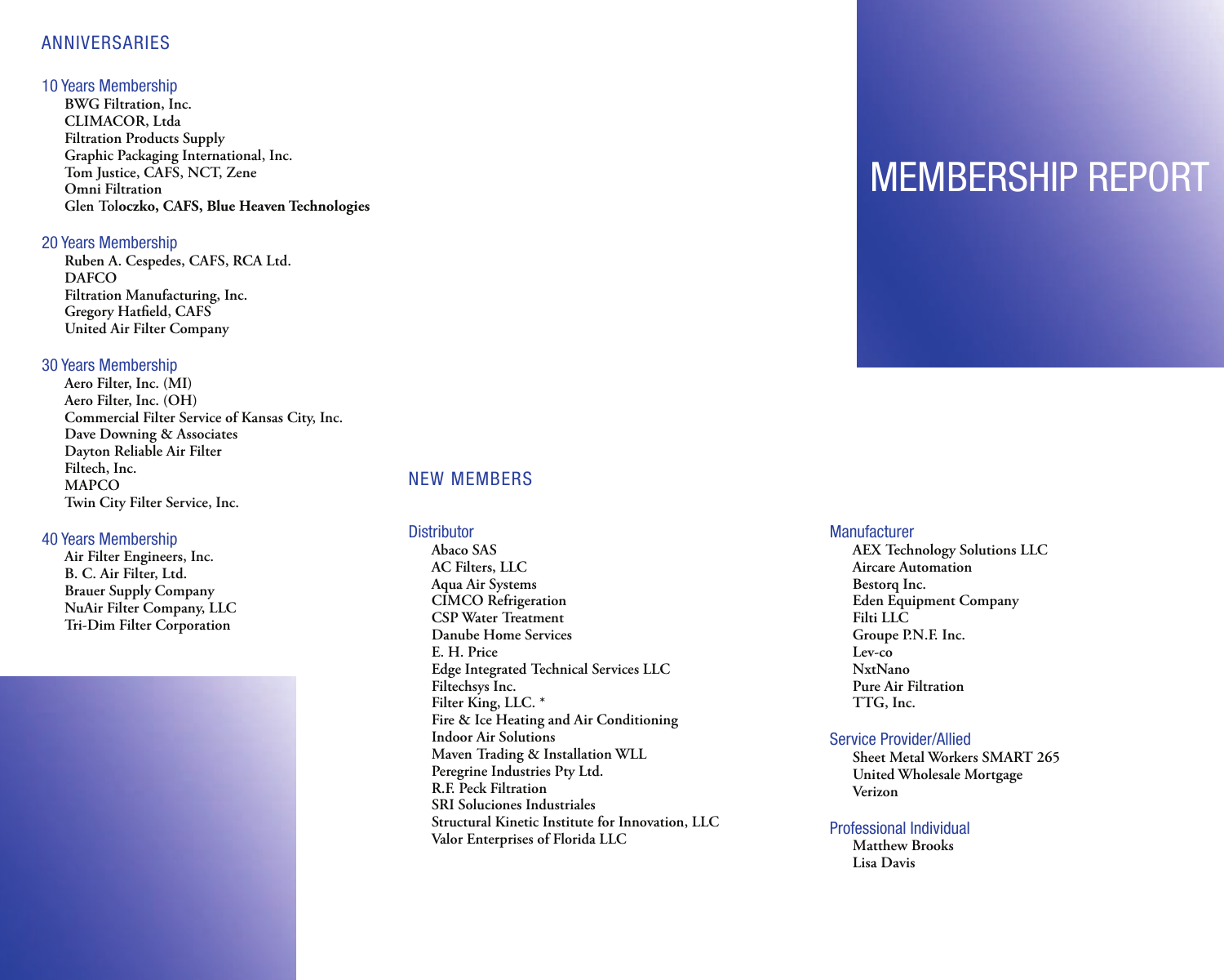# MEMBERSHIP REPORT

## ANNIVERSARIES

### 10 Years Membership

- BWG Filtration, Inc.
- CLIMACOR, Ltda
- Filtration Products Supply
- Graphic Packaging International, Inc.
- Tom Justice, CAFS, NCT, Zene
- Omni Filtration
- Glen Toloczko, CAFS, Blue Heaven Technologies

### 20 Years Membership

- Ruben A. Cespedes, CAFS, RCA Ltd.
- DAFCO
- Filtration Manufacturing, Inc.
- Gregory Hatfield, CAFS
- United Air Filter Company

### 30 Years Membership

- Aero Filter, Inc. (MI)
- Aero Filter, Inc. (OH)
- Commercial Filter Service of Kansas City, Inc.
- Dave Downing & Associates
- Dayton Reliable Air Filter
- Filtech, Inc.
- MAPCO
- Twin City Filter Service, Inc.

### 40 Years Membership

- Air Filter Engineers, Inc.
- B. C. Air Filter, Ltd.
- Brauer Supply Company
- NuAir Filter Company, LLC
- Tri-Dim Filter Corporation

## NEW MEMBERS

### Distributor

- Abaco SAS
- AC Filters, LLC
- Aqua Air Systems
- CIMCO Refrigeration
- CSP Water Treatment
- Danube Home Services
- E. H. Price
- Edge Integrated Technical Services LLC
- Filtechsys Inc.
- Filter King, LLC. *
- Fire & Ice Heating and Air Conditioning
- Indoor Air Solutions
- Maven Trading & Installation WLL
- Peregrine Industries Pty Ltd.
- R.F. Peck Filtration
- SRI Soluciones Industriales
- Structural Kinetic Institute for Innovation, LLC
- Valor Enterprises of Florida LLC

### Manufacturer

- AEX Technology Solutions LLC
- Aircare Automation
- Bestorq Inc.
- Eden Equipment Company
- Filti LLC
- Groupe P.N.F. Inc.
- Lev-co
- NxtNano
- Pure Air Filtration
- TTG, Inc.

### Service Provider/Allied

- Sheet Metal Workers SMART 265
- United Wholesale Mortgage
- Verizon

### Professional Individual

- Matthew Brooks
- Lisa Davis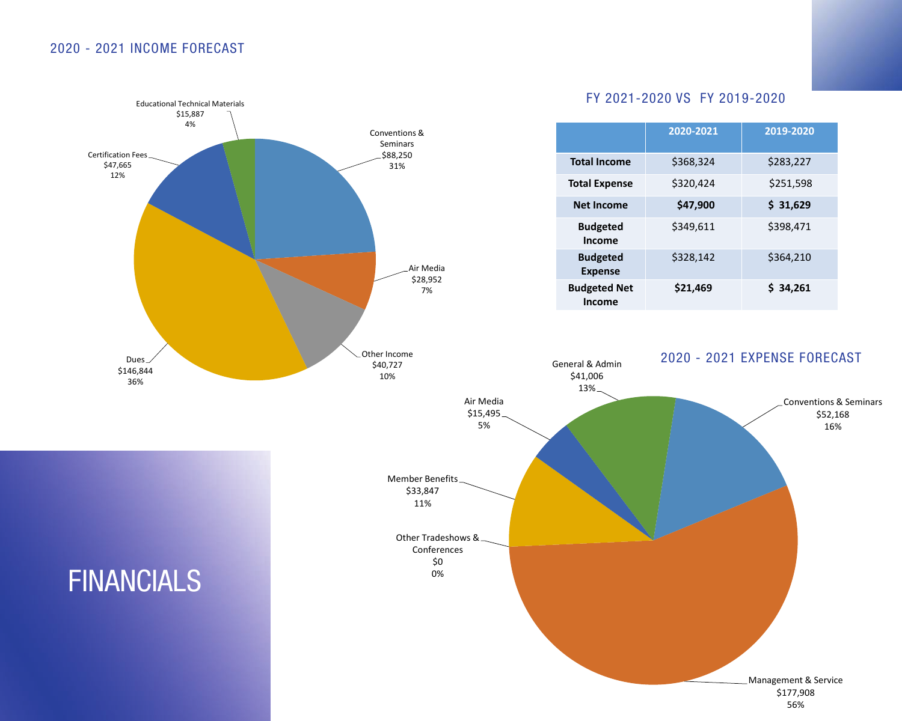# FINANCIALS

## 2020 - 2021 INCOME FORECAST

- Conventions & Seminars: $88,250 (31%)
- Air Media: $28,952 (7%)
- Other Income: $40,727 (10%)
- Dues: $146,844 (36%)
- Certification Fees: $47,665 (12%)
- Educational Technical Materials: $15,887 (4%)

## FY 2021-2020 VS FY 2019-2020

| | 2020-2021 | 2019-2020 |
|---|---|---|
| **Total Income** | $368,324 | $283,227 |
| **Total Expense** | $320,424 | $251,598 |
| **Net Income** | **$47,900** | **$ 31,629** |
| **Budgeted Income** | $349,611 | $398,471 |
| **Budgeted Expense** | $328,142 | $364,210 |
| **Budgeted Net Income** | **$21,469** | **$ 34,261** |

## 2020 - 2021 EXPENSE FORECAST

- Conventions & Seminars: $52,168 (16%)
- Management & Service: $177,908 (56%)
- Other Tradeshows & Conferences: $0 (0%)
- Member Benefits: $33,847 (11%)
- Air Media: $15,495 (5%)
- General & Admin: $41,006 (13%)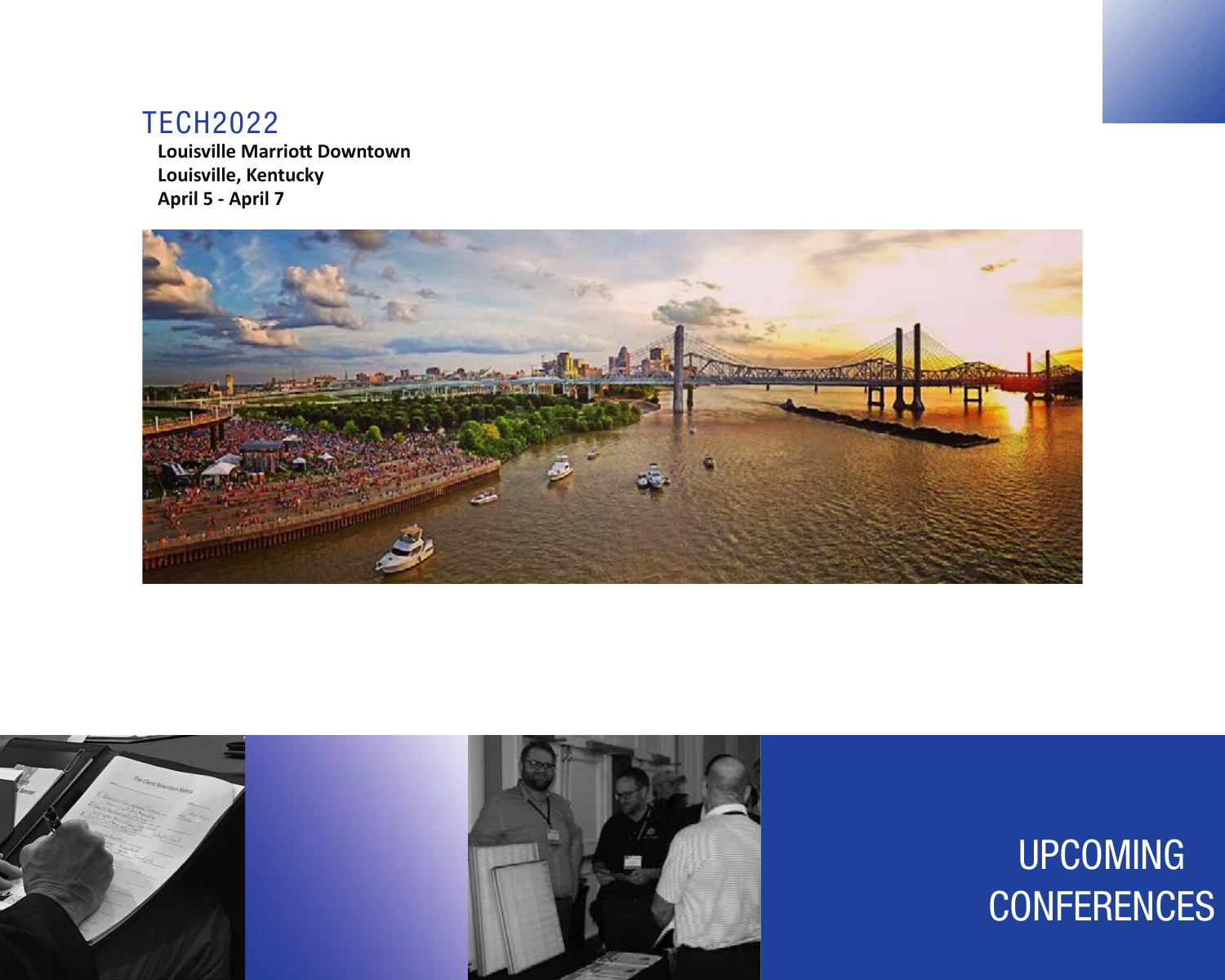## TECH2022

**Louisville Marriott Downtown**
**Louisville, Kentucky**
**April 5 - April 7**

# UPCOMING CONFERENCES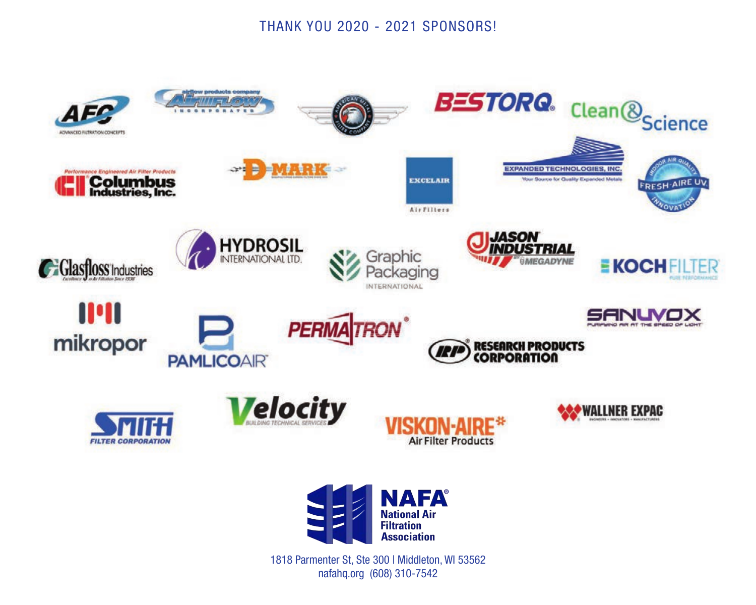# THANK YOU 2020 - 2021 SPONSORS!

AFC ADVANCED FILTRATION CONCEPTS

airflow products company AIRFLOW INCORPORATED

AMERICAN METAL FILTER COMPANY

BESTORQ

Clean&Science

Performance Engineered Air Filter Products Columbus Industries, Inc.

D-MARK

EXCELAIR Air Filters

EXPANDED TECHNOLOGIES, INC. Your Source for Quality Expanded Metals

INDOOR AIR QUALITY FRESH-AIRE UV INNOVATION

Glasfloss Industries

HYDROSIL INTERNATIONAL LTD.

Graphic Packaging INTERNATIONAL

JASON INDUSTRIAL BY MEGADYNE

KOCH FILTER PURE PERFORMANCE

mikropor

PAMLICOAIR

PERMATRON

RP RESEARCH PRODUCTS CORPORATION

SANUVOX PURIFYING AIR AT THE SPEED OF LIGHT

SMITH FILTER CORPORATION

Velocity BUILDING TECHNICAL SERVICES

VISKON-AIRE Air Filter Products

WALLNER EXPAC ENGINEERS • INNOVATORS • MANUFACTURERS

NAFA® National Air Filtration Association

1818 Parmenter St, Ste 300 | Middleton, WI 53562
nafahq.org (608) 310-7542